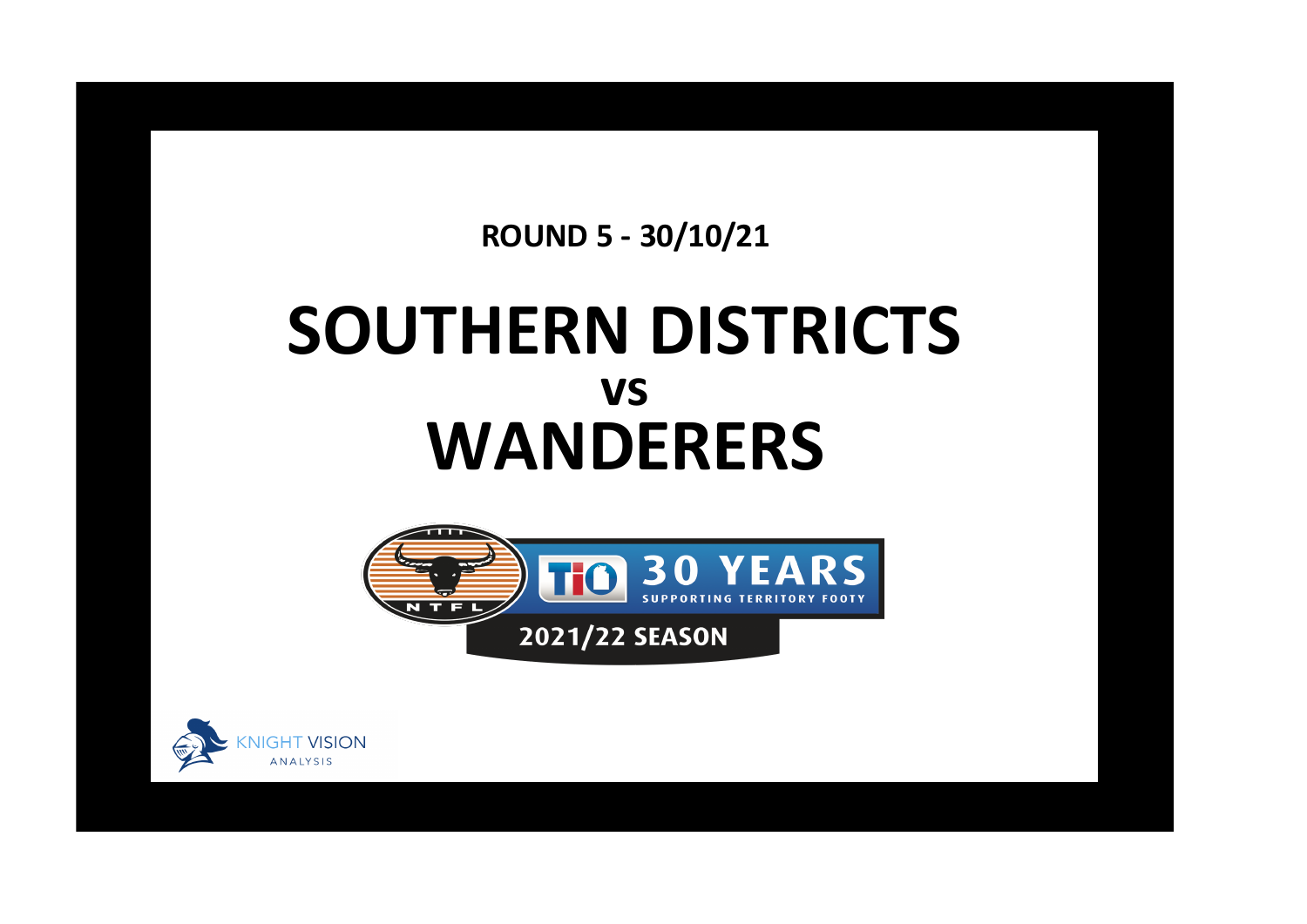**ROUND 5 - 30/10/21**

# SOUTHERN DISTRICTS
## vs
# WANDERERS

NTFL

TIO 30 YEARS SUPPORTING TERRITORY FOOTY

2021/22 SEASON

KNIGHT VISION ANALYSIS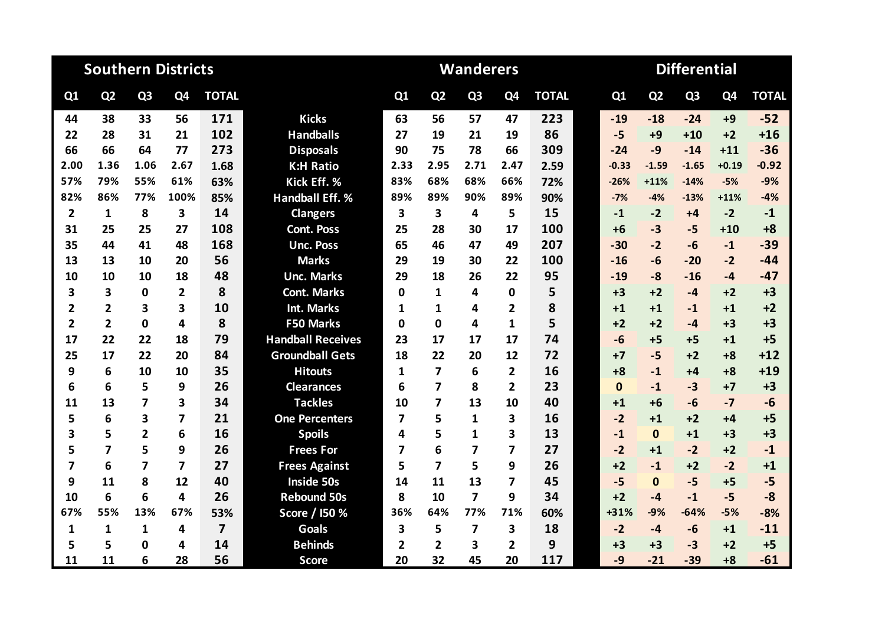| Southern Districts | | | | | | Wanderers | | | | | Differential | | | | |
|---|---|---|---|---|---|---|---|---|---|---|---|---|---|---|---|
| Q1 | Q2 | Q3 | Q4 | TOTAL | | Q1 | Q2 | Q3 | Q4 | TOTAL | Q1 | Q2 | Q3 | Q4 | TOTAL |
| 44 | 38 | 33 | 56 | 171 | Kicks | 63 | 56 | 57 | 47 | 223 | -19 | -18 | -24 | +9 | -52 |
| 22 | 28 | 31 | 21 | 102 | Handballs | 27 | 19 | 21 | 19 | 86 | -5 | +9 | +10 | +2 | +16 |
| 66 | 66 | 64 | 77 | 273 | Disposals | 90 | 75 | 78 | 66 | 309 | -24 | -9 | -14 | +11 | -36 |
| 2.00 | 1.36 | 1.06 | 2.67 | 1.68 | K:H Ratio | 2.33 | 2.95 | 2.71 | 2.47 | 2.59 | -0.33 | -1.59 | -1.65 | +0.19 | -0.92 |
| 57% | 79% | 55% | 61% | 63% | Kick Eff. % | 83% | 68% | 68% | 66% | 72% | -26% | +11% | -14% | -5% | -9% |
| 82% | 86% | 77% | 100% | 85% | Handball Eff. % | 89% | 89% | 90% | 89% | 90% | -7% | -4% | -13% | +11% | -4% |
| 2 | 1 | 8 | 3 | 14 | Clangers | 3 | 3 | 4 | 5 | 15 | -1 | -2 | +4 | -2 | -1 |
| 31 | 25 | 25 | 27 | 108 | Cont. Poss | 25 | 28 | 30 | 17 | 100 | +6 | -3 | -5 | +10 | +8 |
| 35 | 44 | 41 | 48 | 168 | Unc. Poss | 65 | 46 | 47 | 49 | 207 | -30 | -2 | -6 | -1 | -39 |
| 13 | 13 | 10 | 20 | 56 | Marks | 29 | 19 | 30 | 22 | 100 | -16 | -6 | -20 | -2 | -44 |
| 10 | 10 | 10 | 18 | 48 | Unc. Marks | 29 | 18 | 26 | 22 | 95 | -19 | -8 | -16 | -4 | -47 |
| 3 | 3 | 0 | 2 | 8 | Cont. Marks | 0 | 1 | 4 | 0 | 5 | +3 | +2 | -4 | +2 | +3 |
| 2 | 2 | 3 | 3 | 10 | Int. Marks | 1 | 1 | 4 | 2 | 8 | +1 | +1 | -1 | +1 | +2 |
| 2 | 2 | 0 | 4 | 8 | F50 Marks | 0 | 0 | 4 | 1 | 5 | +2 | +2 | -4 | +3 | +3 |
| 17 | 22 | 22 | 18 | 79 | Handball Receives | 23 | 17 | 17 | 17 | 74 | -6 | +5 | +5 | +1 | +5 |
| 25 | 17 | 22 | 20 | 84 | Groundball Gets | 18 | 22 | 20 | 12 | 72 | +7 | -5 | +2 | +8 | +12 |
| 9 | 6 | 10 | 10 | 35 | Hitouts | 1 | 7 | 6 | 2 | 16 | +8 | -1 | +4 | +8 | +19 |
| 6 | 6 | 5 | 9 | 26 | Clearances | 6 | 7 | 8 | 2 | 23 | 0 | -1 | -3 | +7 | +3 |
| 11 | 13 | 7 | 3 | 34 | Tackles | 10 | 7 | 13 | 10 | 40 | +1 | +6 | -6 | -7 | -6 |
| 5 | 6 | 3 | 7 | 21 | One Percenters | 7 | 5 | 1 | 3 | 16 | -2 | +1 | +2 | +4 | +5 |
| 3 | 5 | 2 | 6 | 16 | Spoils | 4 | 5 | 1 | 3 | 13 | -1 | 0 | +1 | +3 | +3 |
| 5 | 7 | 5 | 9 | 26 | Frees For | 7 | 6 | 7 | 7 | 27 | -2 | +1 | -2 | +2 | -1 |
| 7 | 6 | 7 | 7 | 27 | Frees Against | 5 | 7 | 5 | 9 | 26 | +2 | -1 | +2 | -2 | +1 |
| 9 | 11 | 8 | 12 | 40 | Inside 50s | 14 | 11 | 13 | 7 | 45 | -5 | 0 | -5 | +5 | -5 |
| 10 | 6 | 6 | 4 | 26 | Rebound 50s | 8 | 10 | 7 | 9 | 34 | +2 | -4 | -1 | -5 | -8 |
| 67% | 55% | 13% | 67% | 53% | Score / I50 % | 36% | 64% | 77% | 71% | 60% | +31% | -9% | -64% | -5% | -8% |
| 1 | 1 | 1 | 4 | 7 | Goals | 3 | 5 | 7 | 3 | 18 | -2 | -4 | -6 | +1 | -11 |
| 5 | 5 | 0 | 4 | 14 | Behinds | 2 | 2 | 3 | 2 | 9 | +3 | +3 | -3 | +2 | +5 |
| 11 | 11 | 6 | 28 | 56 | Score | 20 | 32 | 45 | 20 | 117 | -9 | -21 | -39 | +8 | -61 |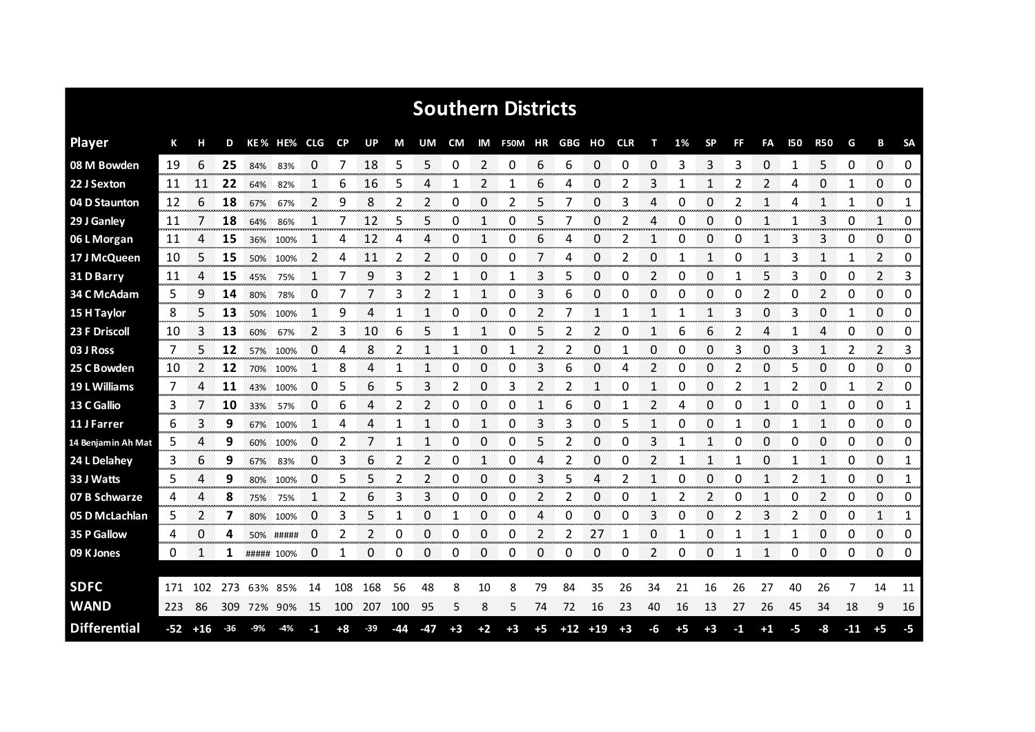# Southern Districts

| Player | K | H | D | KE % | HE% | CLG | CP | UP | M | UM | CM | IM | F50M | HR | GBG | HO | CLR | T | 1% | SP | FF | FA | I50 | R50 | G | B | SA |
|---|---|---|---|---|---|---|---|---|---|---|---|---|---|---|---|---|---|---|---|---|---|---|---|---|---|---|---|
| 08 M Bowden | 19 | 6 | **25** | 84% | 83% | 0 | 7 | 18 | 5 | 5 | 0 | 2 | 0 | 6 | 6 | 0 | 0 | 0 | 3 | 3 | 3 | 0 | 1 | 5 | 0 | 0 | 0 |
| 22 J Sexton | 11 | 11 | **22** | 64% | 82% | 1 | 6 | 16 | 5 | 4 | 1 | 2 | 1 | 6 | 4 | 0 | 2 | 3 | 1 | 1 | 2 | 2 | 4 | 0 | 1 | 0 | 0 |
| 04 D Staunton | 12 | 6 | **18** | 67% | 67% | 2 | 9 | 8 | 2 | 2 | 0 | 0 | 2 | 5 | 7 | 0 | 3 | 4 | 0 | 0 | 2 | 1 | 4 | 1 | 1 | 0 | 1 |
| 29 J Ganley | 11 | 7 | **18** | 64% | 86% | 1 | 7 | 12 | 5 | 5 | 0 | 1 | 0 | 5 | 7 | 0 | 2 | 4 | 0 | 0 | 0 | 1 | 1 | 3 | 0 | 1 | 0 |
| 06 L Morgan | 11 | 4 | **15** | 36% | 100% | 1 | 4 | 12 | 4 | 4 | 0 | 1 | 0 | 6 | 4 | 0 | 2 | 1 | 0 | 0 | 0 | 1 | 3 | 3 | 0 | 0 | 0 |
| 17 J McQueen | 10 | 5 | **15** | 50% | 100% | 2 | 4 | 11 | 2 | 2 | 0 | 0 | 0 | 7 | 4 | 0 | 2 | 0 | 1 | 1 | 0 | 1 | 3 | 1 | 1 | 2 | 0 |
| 31 D Barry | 11 | 4 | **15** | 45% | 75% | 1 | 7 | 9 | 3 | 2 | 1 | 0 | 1 | 3 | 5 | 0 | 0 | 2 | 0 | 0 | 1 | 5 | 3 | 0 | 0 | 2 | 3 |
| 34 C McAdam | 5 | 9 | **14** | 80% | 78% | 0 | 7 | 7 | 3 | 2 | 1 | 1 | 0 | 3 | 6 | 0 | 0 | 0 | 0 | 0 | 0 | 2 | 0 | 2 | 0 | 0 | 0 |
| 15 H Taylor | 8 | 5 | **13** | 50% | 100% | 1 | 9 | 4 | 1 | 1 | 0 | 0 | 0 | 2 | 7 | 1 | 1 | 1 | 1 | 1 | 3 | 0 | 3 | 0 | 1 | 0 | 0 |
| 23 F Driscoll | 10 | 3 | **13** | 60% | 67% | 2 | 3 | 10 | 6 | 5 | 1 | 1 | 0 | 5 | 2 | 2 | 0 | 1 | 6 | 6 | 2 | 4 | 1 | 4 | 0 | 0 | 0 |
| 03 J Ross | 7 | 5 | **12** | 57% | 100% | 0 | 4 | 8 | 2 | 1 | 1 | 0 | 1 | 2 | 2 | 0 | 1 | 0 | 0 | 0 | 3 | 0 | 3 | 1 | 2 | 2 | 3 |
| 25 C Bowden | 10 | 2 | **12** | 70% | 100% | 1 | 8 | 4 | 1 | 1 | 0 | 0 | 0 | 3 | 6 | 0 | 4 | 2 | 0 | 0 | 2 | 0 | 5 | 0 | 0 | 0 | 0 |
| 19 L Williams | 7 | 4 | **11** | 43% | 100% | 0 | 5 | 6 | 5 | 3 | 2 | 0 | 3 | 2 | 2 | 1 | 0 | 1 | 0 | 0 | 2 | 1 | 2 | 0 | 1 | 2 | 0 |
| 13 C Gallio | 3 | 7 | **10** | 33% | 57% | 0 | 6 | 4 | 2 | 2 | 0 | 0 | 0 | 1 | 6 | 0 | 1 | 2 | 4 | 0 | 0 | 1 | 0 | 1 | 0 | 0 | 1 |
| 11 J Farrer | 6 | 3 | **9** | 67% | 100% | 1 | 4 | 4 | 1 | 1 | 0 | 1 | 0 | 3 | 3 | 0 | 5 | 1 | 0 | 0 | 1 | 0 | 1 | 1 | 0 | 0 | 0 |
| 14 Benjamin Ah Mat | 5 | 4 | **9** | 60% | 100% | 0 | 2 | 7 | 1 | 1 | 0 | 0 | 0 | 5 | 2 | 0 | 0 | 3 | 1 | 1 | 0 | 0 | 0 | 0 | 0 | 0 | 0 |
| 24 L Delahey | 3 | 6 | **9** | 67% | 83% | 0 | 3 | 6 | 2 | 2 | 0 | 1 | 0 | 4 | 2 | 0 | 0 | 2 | 1 | 1 | 1 | 0 | 1 | 1 | 0 | 0 | 1 |
| 33 J Watts | 5 | 4 | **9** | 80% | 100% | 0 | 5 | 5 | 2 | 2 | 0 | 0 | 0 | 3 | 5 | 4 | 2 | 1 | 0 | 0 | 0 | 1 | 2 | 1 | 0 | 0 | 1 |
| 07 B Schwarze | 4 | 4 | **8** | 75% | 75% | 1 | 2 | 6 | 3 | 3 | 0 | 0 | 0 | 2 | 2 | 0 | 0 | 1 | 2 | 2 | 0 | 1 | 0 | 2 | 0 | 0 | 0 |
| 05 D McLachlan | 5 | 2 | **7** | 80% | 100% | 0 | 3 | 5 | 1 | 0 | 1 | 0 | 0 | 4 | 0 | 0 | 0 | 3 | 0 | 0 | 2 | 3 | 2 | 0 | 0 | 1 | 1 |
| 35 P Gallow | 4 | 0 | **4** | 50% | ##### | 0 | 2 | 2 | 0 | 0 | 0 | 0 | 0 | 2 | 2 | 27 | 1 | 0 | 1 | 0 | 1 | 1 | 1 | 0 | 0 | 0 | 0 |
| 09 K Jones | 0 | 1 | **1** | ##### | 100% | 0 | 1 | 0 | 0 | 0 | 0 | 0 | 0 | 0 | 0 | 0 | 0 | 2 | 0 | 0 | 1 | 1 | 0 | 0 | 0 | 0 | 0 |
| **SDFC** | 171 | 102 | 273 | 63% | 85% | 14 | 108 | 168 | 56 | 48 | 8 | 10 | 8 | 79 | 84 | 35 | 26 | 34 | 21 | 16 | 26 | 27 | 40 | 26 | 7 | 14 | 11 |
| **WAND** | 223 | 86 | 309 | 72% | 90% | 15 | 100 | 207 | 100 | 95 | 5 | 8 | 5 | 74 | 72 | 16 | 23 | 40 | 16 | 13 | 27 | 26 | 45 | 34 | 18 | 9 | 16 |
| **Differential** | -52 | +16 | -36 | -9% | -4% | -1 | +8 | -39 | -44 | -47 | +3 | +2 | +3 | +5 | +12 | +19 | +3 | -6 | +5 | +3 | -1 | +1 | -5 | -8 | -11 | +5 | -5 |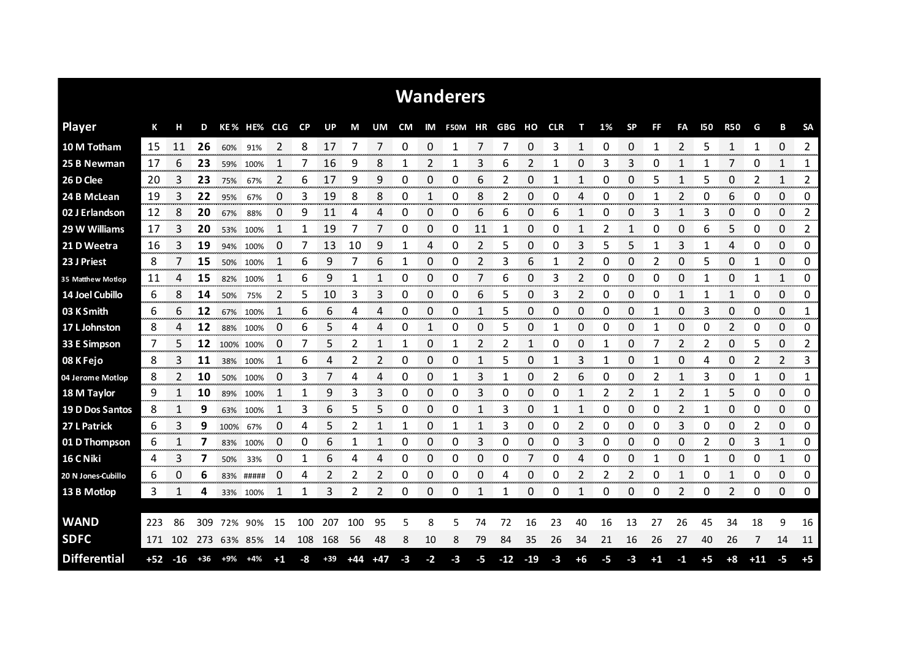## Wanderers

| Player | K | H | D | KE % | HE% | CLG | CP | UP | M | UM | CM | IM | F50M | HR | GBG | HO | CLR | T | 1% | SP | FF | FA | I50 | R50 | G | B | SA |
|---|---|---|---|---|---|---|---|---|---|---|---|---|---|---|---|---|---|---|---|---|---|---|---|---|---|---|---|
| 10 M Totham | 15 | 11 | 26 | 60% | 91% | 2 | 8 | 17 | 7 | 7 | 0 | 0 | 1 | 7 | 7 | 0 | 3 | 1 | 0 | 0 | 1 | 2 | 5 | 1 | 1 | 0 | 2 |
| 25 B Newman | 17 | 6 | 23 | 59% | 100% | 1 | 7 | 16 | 9 | 8 | 1 | 2 | 1 | 3 | 6 | 2 | 1 | 0 | 3 | 3 | 0 | 1 | 1 | 7 | 0 | 1 | 1 |
| 26 D Clee | 20 | 3 | 23 | 75% | 67% | 2 | 6 | 17 | 9 | 9 | 0 | 0 | 0 | 6 | 2 | 0 | 1 | 1 | 0 | 0 | 5 | 1 | 5 | 0 | 2 | 1 | 2 |
| 24 B McLean | 19 | 3 | 22 | 95% | 67% | 0 | 3 | 19 | 8 | 8 | 0 | 1 | 0 | 8 | 2 | 0 | 0 | 4 | 0 | 0 | 1 | 2 | 0 | 6 | 0 | 0 | 0 |
| 02 J Erlandson | 12 | 8 | 20 | 67% | 88% | 0 | 9 | 11 | 4 | 4 | 0 | 0 | 0 | 6 | 6 | 0 | 6 | 1 | 0 | 0 | 3 | 1 | 3 | 0 | 0 | 0 | 2 |
| 29 W Williams | 17 | 3 | 20 | 53% | 100% | 1 | 1 | 19 | 7 | 7 | 0 | 0 | 0 | 11 | 1 | 0 | 0 | 1 | 2 | 1 | 0 | 0 | 6 | 5 | 0 | 0 | 2 |
| 21 D Weetra | 16 | 3 | 19 | 94% | 100% | 0 | 7 | 13 | 10 | 9 | 1 | 4 | 0 | 2 | 5 | 0 | 0 | 3 | 5 | 5 | 1 | 3 | 1 | 4 | 0 | 0 | 0 |
| 23 J Priest | 8 | 7 | 15 | 50% | 100% | 1 | 6 | 9 | 7 | 6 | 1 | 0 | 0 | 2 | 3 | 6 | 1 | 2 | 0 | 0 | 2 | 0 | 5 | 0 | 1 | 0 | 0 |
| 35 Matthew Motlop | 11 | 4 | 15 | 82% | 100% | 1 | 6 | 9 | 1 | 1 | 0 | 0 | 0 | 7 | 6 | 0 | 3 | 2 | 0 | 0 | 0 | 0 | 1 | 0 | 1 | 1 | 0 |
| 14 Joel Cubillo | 6 | 8 | 14 | 50% | 75% | 2 | 5 | 10 | 3 | 3 | 0 | 0 | 0 | 6 | 5 | 0 | 3 | 2 | 0 | 0 | 0 | 1 | 1 | 1 | 0 | 0 | 0 |
| 03 K Smith | 6 | 6 | 12 | 67% | 100% | 1 | 6 | 6 | 4 | 4 | 0 | 0 | 0 | 1 | 5 | 0 | 0 | 0 | 0 | 0 | 1 | 0 | 3 | 0 | 0 | 0 | 1 |
| 17 L Johnston | 8 | 4 | 12 | 88% | 100% | 0 | 6 | 5 | 4 | 4 | 0 | 1 | 0 | 0 | 5 | 0 | 1 | 0 | 0 | 0 | 1 | 0 | 0 | 2 | 0 | 0 | 0 |
| 33 E Simpson | 7 | 5 | 12 | 100% | 100% | 0 | 7 | 5 | 2 | 1 | 1 | 0 | 1 | 2 | 2 | 1 | 0 | 0 | 1 | 0 | 7 | 2 | 2 | 0 | 5 | 0 | 2 |
| 08 K Fejo | 8 | 3 | 11 | 38% | 100% | 1 | 6 | 4 | 2 | 2 | 0 | 0 | 0 | 1 | 5 | 0 | 1 | 3 | 1 | 0 | 1 | 0 | 4 | 0 | 2 | 2 | 3 |
| 04 Jerome Motlop | 8 | 2 | 10 | 50% | 100% | 0 | 3 | 7 | 4 | 4 | 0 | 0 | 1 | 3 | 1 | 0 | 2 | 6 | 0 | 0 | 2 | 1 | 3 | 0 | 1 | 0 | 1 |
| 18 M Taylor | 9 | 1 | 10 | 89% | 100% | 1 | 1 | 9 | 3 | 3 | 0 | 0 | 0 | 3 | 0 | 0 | 0 | 1 | 2 | 2 | 1 | 2 | 1 | 5 | 0 | 0 | 0 |
| 19 D Dos Santos | 8 | 1 | 9 | 63% | 100% | 1 | 3 | 6 | 5 | 5 | 0 | 0 | 0 | 1 | 3 | 0 | 1 | 1 | 0 | 0 | 0 | 2 | 1 | 0 | 0 | 0 | 0 |
| 27 L Patrick | 6 | 3 | 9 | 100% | 67% | 0 | 4 | 5 | 2 | 1 | 1 | 0 | 1 | 1 | 3 | 0 | 0 | 2 | 0 | 0 | 0 | 3 | 0 | 0 | 2 | 0 | 0 |
| 01 D Thompson | 6 | 1 | 7 | 83% | 100% | 0 | 0 | 6 | 1 | 1 | 0 | 0 | 0 | 3 | 0 | 0 | 0 | 3 | 0 | 0 | 0 | 0 | 2 | 0 | 3 | 1 | 0 |
| 16 C Niki | 4 | 3 | 7 | 50% | 33% | 0 | 1 | 6 | 4 | 4 | 0 | 0 | 0 | 0 | 0 | 7 | 0 | 4 | 0 | 0 | 1 | 0 | 1 | 0 | 0 | 1 | 0 |
| 20 N Jones-Cubillo | 6 | 0 | 6 | 83% | ##### | 0 | 4 | 2 | 2 | 2 | 0 | 0 | 0 | 0 | 4 | 0 | 0 | 2 | 2 | 2 | 0 | 1 | 0 | 1 | 0 | 0 | 0 |
| 13 B Motlop | 3 | 1 | 4 | 33% | 100% | 1 | 1 | 3 | 2 | 2 | 0 | 0 | 0 | 1 | 1 | 0 | 0 | 1 | 0 | 0 | 0 | 2 | 0 | 2 | 0 | 0 | 0 |
| | | | | | | | | | | | | | | | | | | | | | | | | | | | |
| **WAND** | 223 | 86 | 309 | 72% | 90% | 15 | 100 | 207 | 100 | 95 | 5 | 8 | 5 | 74 | 72 | 16 | 23 | 40 | 16 | 13 | 27 | 26 | 45 | 34 | 18 | 9 | 16 |
| **SDFC** | 171 | 102 | 273 | 63% | 85% | 14 | 108 | 168 | 56 | 48 | 8 | 10 | 8 | 79 | 84 | 35 | 26 | 34 | 21 | 16 | 26 | 27 | 40 | 26 | 7 | 14 | 11 |
| **Differential** | +52 | -16 | +36 | +9% | +4% | +1 | -8 | +39 | +44 | +47 | -3 | -2 | -3 | -5 | -12 | -19 | -3 | +6 | -5 | -3 | +1 | -1 | +5 | +8 | +11 | -5 | +5 |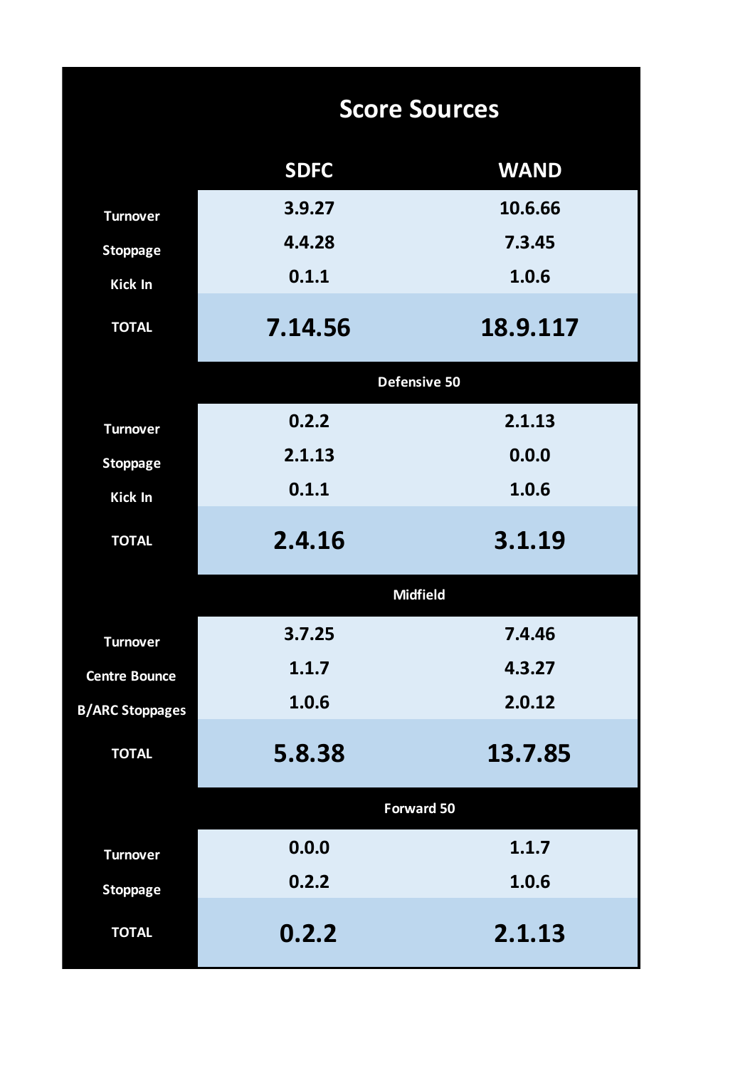# Score Sources

| | SDFC | WAND |
|---|---|---|
| Turnover | 3.9.27 | 10.6.66 |
| Stoppage | 4.4.28 | 7.3.45 |
| Kick In | 0.1.1 | 1.0.6 |
| **TOTAL** | **7.14.56** | **18.9.117** |
| **Defensive 50** | | |
| Turnover | 0.2.2 | 2.1.13 |
| Stoppage | 2.1.13 | 0.0.0 |
| Kick In | 0.1.1 | 1.0.6 |
| **TOTAL** | **2.4.16** | **3.1.19** |
| **Midfield** | | |
| Turnover | 3.7.25 | 7.4.46 |
| Centre Bounce | 1.1.7 | 4.3.27 |
| B/ARC Stoppages | 1.0.6 | 2.0.12 |
| **TOTAL** | **5.8.38** | **13.7.85** |
| **Forward 50** | | |
| Turnover | 0.0.0 | 1.1.7 |
| Stoppage | 0.2.2 | 1.0.6 |
| **TOTAL** | **0.2.2** | **2.1.13** |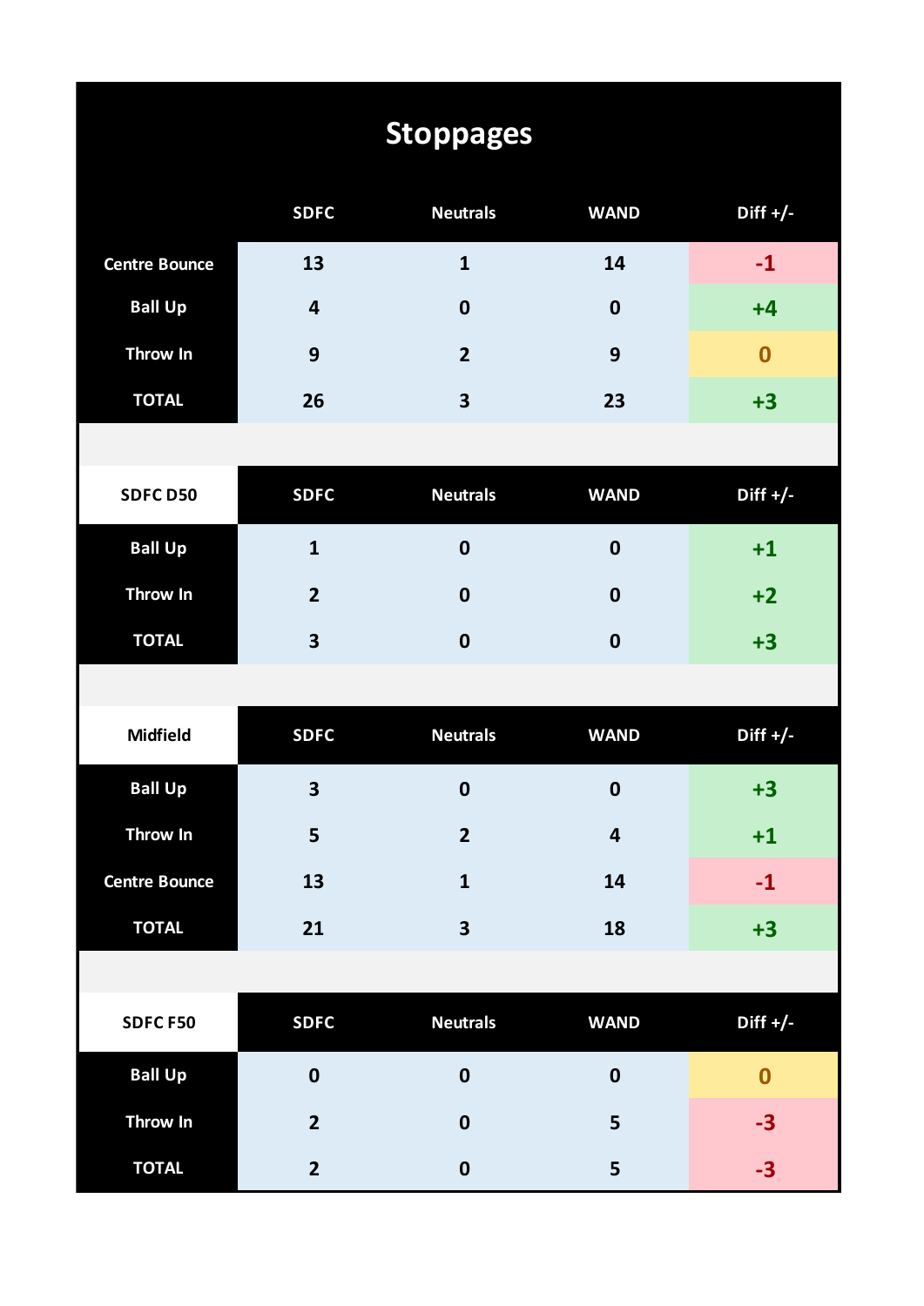# Stoppages

| | SDFC | Neutrals | WAND | Diff +/- |
|---|---|---|---|---|
| Centre Bounce | 13 | 1 | 14 | -1 |
| Ball Up | 4 | 0 | 0 | +4 |
| Throw In | 9 | 2 | 9 | 0 |
| TOTAL | 26 | 3 | 23 | +3 |

| SDFC D50 | SDFC | Neutrals | WAND | Diff +/- |
|---|---|---|---|---|
| Ball Up | 1 | 0 | 0 | +1 |
| Throw In | 2 | 0 | 0 | +2 |
| TOTAL | 3 | 0 | 0 | +3 |

| Midfield | SDFC | Neutrals | WAND | Diff +/- |
|---|---|---|---|---|
| Ball Up | 3 | 0 | 0 | +3 |
| Throw In | 5 | 2 | 4 | +1 |
| Centre Bounce | 13 | 1 | 14 | -1 |
| TOTAL | 21 | 3 | 18 | +3 |

| SDFC F50 | SDFC | Neutrals | WAND | Diff +/- |
|---|---|---|---|---|
| Ball Up | 0 | 0 | 0 | 0 |
| Throw In | 2 | 0 | 5 | -3 |
| TOTAL | 2 | 0 | 5 | -3 |